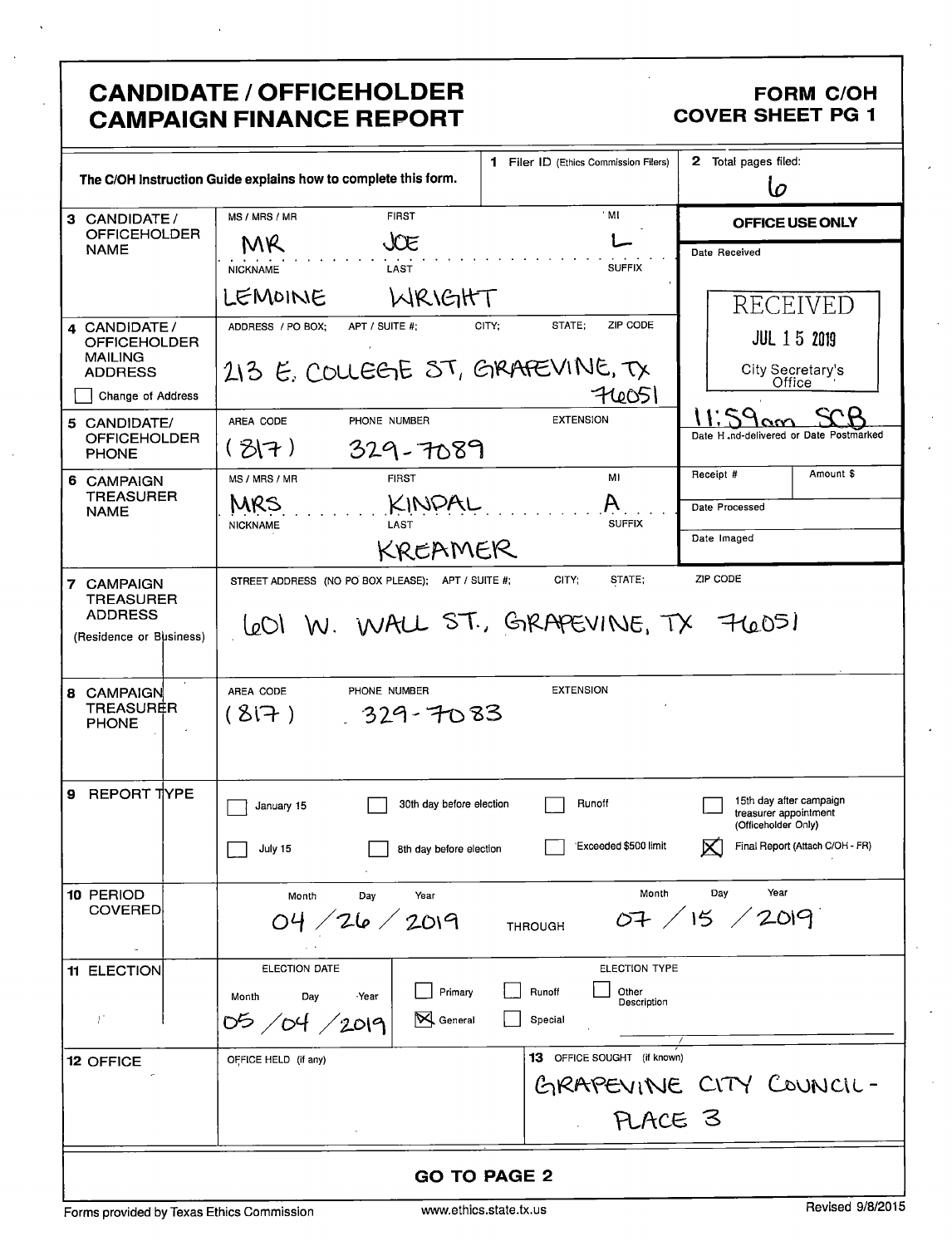# CANDIDATE / OFFICEHOLDER CAMPAIGN FINANCE REPORT

**FORM C/OH**
**COVER SHEET PG 1**

The C/OH Instruction Guide explains how to complete this form.

**1** Filer ID (Ethics Commission Filers)

**2** Total pages filed: 6

| Field | Details |
|---|---|
| **3 CANDIDATE / OFFICEHOLDER NAME** | MS / MRS / MR: MR; FIRST: JOE; MI: L; NICKNAME: LEMOINE; LAST: WRIGHT; SUFFIX: |
| **4 CANDIDATE / OFFICEHOLDER MAILING ADDRESS** (☐ Change of Address) | ADDRESS / PO BOX; APT / SUITE #; CITY; STATE; ZIP CODE: 213 E. COLLEGE ST, GRAPEVINE, TX 76051 |
| **5 CANDIDATE/ OFFICEHOLDER PHONE** | AREA CODE: (817); PHONE NUMBER: 329-7089; EXTENSION: |
| **6 CAMPAIGN TREASURER NAME** | MS / MRS / MR: MRS; FIRST: KINDAL; MI: A; NICKNAME: ; LAST: KREAMER; SUFFIX: |
| **7 CAMPAIGN TREASURER ADDRESS** (Residence or Business) | STREET ADDRESS (NO PO BOX PLEASE); APT / SUITE #; CITY; STATE; ZIP CODE: 601 W. WALL ST., GRAPEVINE, TX 76051 |
| **8 CAMPAIGN TREASURER PHONE** | AREA CODE: (817); PHONE NUMBER: 329-7083; EXTENSION: |

**OFFICE USE ONLY**

Date Received: RECEIVED JUL 15 2019 City Secretary's Office

Date Hand-delivered or Date Postmarked: 11:59am SCB

Receipt #: | Amount $:

Date Processed:

Date Imaged:

**9 REPORT TYPE**

- ☐ January 15
- ☐ July 15
- ☐ 30th day before election
- ☐ 8th day before election
- ☐ Runoff
- ☐ Exceeded $500 limit
- ☐ 15th day after campaign treasurer appointment (Officeholder Only)
- ☒ Final Report (Attach C/OH - FR)

**10 PERIOD COVERED**

Month / Day / Year: 04 / 26 / 2019 THROUGH Month / Day / Year: 07 / 15 / 2019

**11 ELECTION**

ELECTION DATE (Month / Day / Year): 05 / 04 / 2019

ELECTION TYPE:
- ☐ Primary
- ☒ General
- ☐ Runoff
- ☐ Special
- ☐ Other Description

**12 OFFICE**

OFFICE HELD (if any):

**13** OFFICE SOUGHT (if known): GRAPEVINE CITY COUNCIL - PLACE 3

**GO TO PAGE 2**

Forms provided by Texas Ethics Commission | www.ethics.state.tx.us | Revised 9/8/2015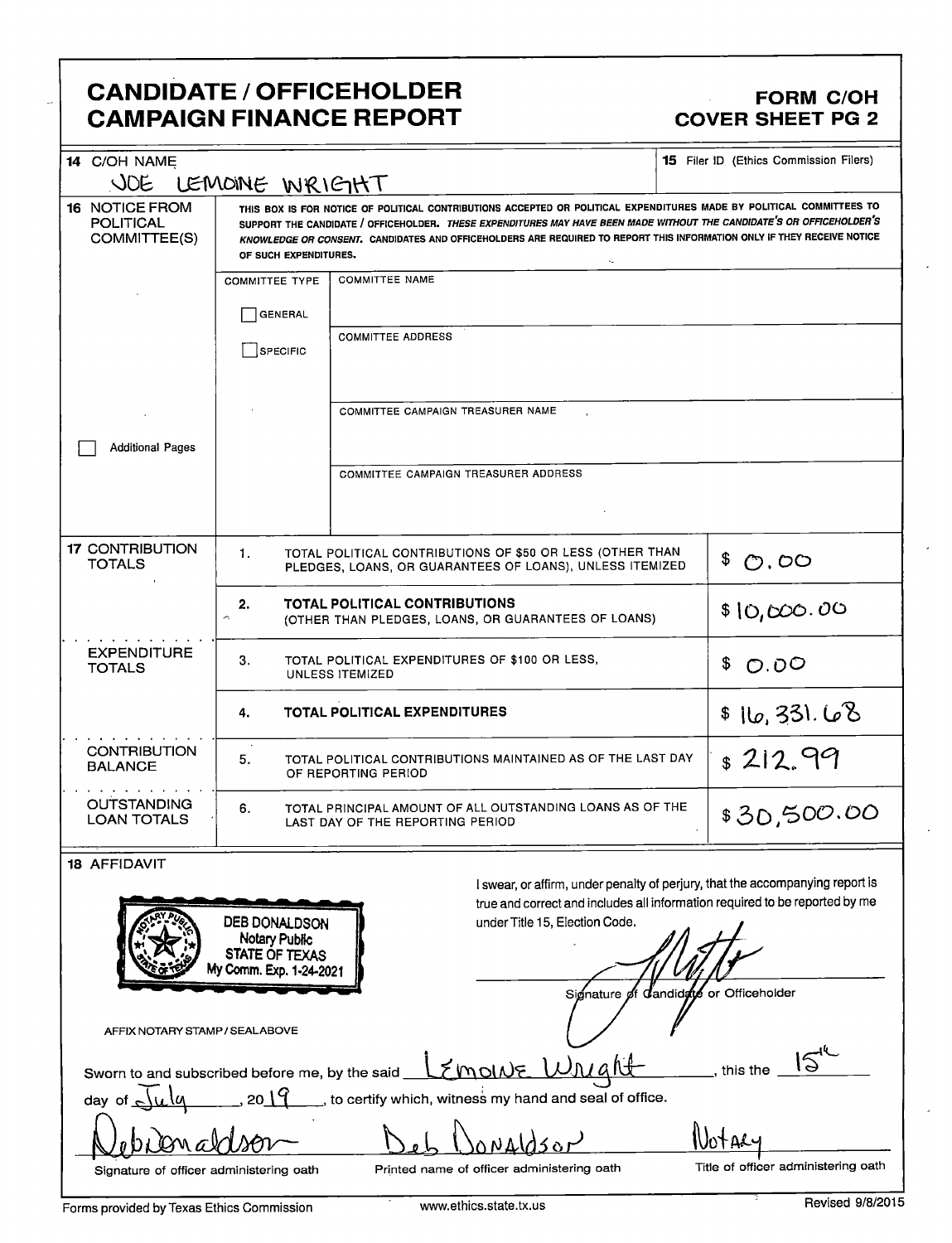# CANDIDATE / OFFICEHOLDER CAMPAIGN FINANCE REPORT

**FORM C/OH COVER SHEET PG 2**

| | |
|---|---|
| **14** C/OH NAME: JOE LEMOINE WRIGHT | **15** Filer ID (Ethics Commission Filers) |

**16 NOTICE FROM POLITICAL COMMITTEE(S)**

THIS BOX IS FOR NOTICE OF POLITICAL CONTRIBUTIONS ACCEPTED OR POLITICAL EXPENDITURES MADE BY POLITICAL COMMITTEES TO SUPPORT THE CANDIDATE / OFFICEHOLDER. *THESE EXPENDITURES MAY HAVE BEEN MADE WITHOUT THE CANDIDATE'S OR OFFICEHOLDER'S KNOWLEDGE OR CONSENT.* CANDIDATES AND OFFICEHOLDERS ARE REQUIRED TO REPORT THIS INFORMATION ONLY IF THEY RECEIVE NOTICE OF SUCH EXPENDITURES.

| COMMITTEE TYPE | |
|---|---|
| ☐ GENERAL | COMMITTEE NAME |
| ☐ SPECIFIC | COMMITTEE ADDRESS |
| | COMMITTEE CAMPAIGN TREASURER NAME |
| | COMMITTEE CAMPAIGN TREASURER ADDRESS |

☐ Additional Pages

| | | | |
|---|---|---|---|
| **17 CONTRIBUTION TOTALS** | 1. | TOTAL POLITICAL CONTRIBUTIONS OF $50 OR LESS (OTHER THAN PLEDGES, LOANS, OR GUARANTEES OF LOANS), UNLESS ITEMIZED | $ 0.00 |
| | 2. | **TOTAL POLITICAL CONTRIBUTIONS** (OTHER THAN PLEDGES, LOANS, OR GUARANTEES OF LOANS) | $ 10,000.00 |
| **EXPENDITURE TOTALS** | 3. | TOTAL POLITICAL EXPENDITURES OF $100 OR LESS, UNLESS ITEMIZED | $ 0.00 |
| | 4. | **TOTAL POLITICAL EXPENDITURES** | $ 16,331.68 |
| **CONTRIBUTION BALANCE** | 5. | TOTAL POLITICAL CONTRIBUTIONS MAINTAINED AS OF THE LAST DAY OF REPORTING PERIOD | $ 212.99 |
| **OUTSTANDING LOAN TOTALS** | 6. | TOTAL PRINCIPAL AMOUNT OF ALL OUTSTANDING LOANS AS OF THE LAST DAY OF THE REPORTING PERIOD | $ 30,500.00 |

**18 AFFIDAVIT**

DEB DONALDSON
Notary Public
STATE OF TEXAS
My Comm. Exp. 1-24-2021

AFFIX NOTARY STAMP / SEALABOVE

I swear, or affirm, under penalty of perjury, that the accompanying report is true and correct and includes all information required to be reported by me under Title 15, Election Code.

[Signature]
Signature of Candidate or Officeholder

Sworn to and subscribed before me, by the said Lemoine Wright, this the 15th day of July, 2019, to certify which, witness my hand and seal of office.

| Deb Donaldson | Deb Donaldson | Notary |
|---|---|---|
| Signature of officer administering oath | Printed name of officer administering oath | Title of officer administering oath |

Forms provided by Texas Ethics Commission    www.ethics.state.tx.us    Revised 9/8/2015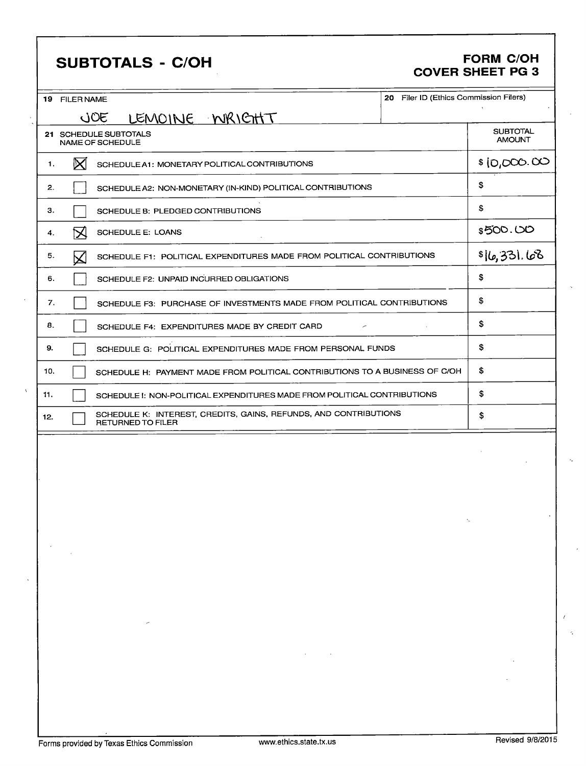# SUBTOTALS - C/OH

**FORM C/OH**
**COVER SHEET PG 3**

| 19 FILER NAME | 20 Filer ID (Ethics Commission Filers) |
|---|---|
| JOE LEMOINE WRIGHT | |

| 21 SCHEDULE SUBTOTALS | | NAME OF SCHEDULE | SUBTOTAL AMOUNT |
|---|---|---|---|
| 1. | ☒ | SCHEDULE A1: MONETARY POLITICAL CONTRIBUTIONS | $10,000.00 |
| 2. | ☐ | SCHEDULE A2: NON-MONETARY (IN-KIND) POLITICAL CONTRIBUTIONS | $ |
| 3. | ☐ | SCHEDULE B: PLEDGED CONTRIBUTIONS | $ |
| 4. | ☒ | SCHEDULE E: LOANS | $500.00 |
| 5. | ☒ | SCHEDULE F1: POLITICAL EXPENDITURES MADE FROM POLITICAL CONTRIBUTIONS | $16,331.68 |
| 6. | ☐ | SCHEDULE F2: UNPAID INCURRED OBLIGATIONS | $ |
| 7. | ☐ | SCHEDULE F3: PURCHASE OF INVESTMENTS MADE FROM POLITICAL CONTRIBUTIONS | $ |
| 8. | ☐ | SCHEDULE F4: EXPENDITURES MADE BY CREDIT CARD | $ |
| 9. | ☐ | SCHEDULE G: POLITICAL EXPENDITURES MADE FROM PERSONAL FUNDS | $ |
| 10. | ☐ | SCHEDULE H: PAYMENT MADE FROM POLITICAL CONTRIBUTIONS TO A BUSINESS OF C/OH | $ |
| 11. | ☐ | SCHEDULE I: NON-POLITICAL EXPENDITURES MADE FROM POLITICAL CONTRIBUTIONS | $ |
| 12. | ☐ | SCHEDULE K: INTEREST, CREDITS, GAINS, REFUNDS, AND CONTRIBUTIONS RETURNED TO FILER | $ |

Forms provided by Texas Ethics Commission www.ethics.state.tx.us Revised 9/8/2015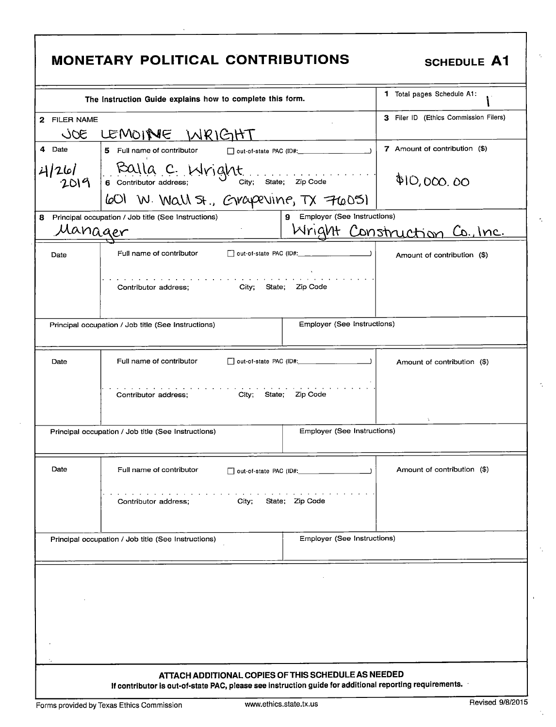# MONETARY POLITICAL CONTRIBUTIONS

**SCHEDULE A1**

| The Instruction Guide explains how to complete this form. | 1 Total pages Schedule A1: 1 |
|---|---|
| 2 FILER NAME: JOE LEMOINE WRIGHT | 3 Filer ID (Ethics Commission Filers) |

| 4 Date | 5 Full name of contributor ☐ out-of-state PAC (ID#: ) / 6 Contributor address; City; State; Zip Code | 7 Amount of contribution ($) |
|---|---|---|
| 4/26/2019 | Balla C. Wright<br>601 W. Wall St., Grapevine, TX 76051 | $10,000.00 |

| 8 Principal occupation / Job title (See Instructions) | 9 Employer (See Instructions) |
|---|---|
| Manager | Wright Construction Co., Inc. |

| Date | Full name of contributor ☐ out-of-state PAC (ID#: ) / Contributor address; City; State; Zip Code | Amount of contribution ($) |
|---|---|---|
| | | |

| Principal occupation / Job title (See Instructions) | Employer (See Instructions) |
|---|---|
| | |

| Date | Full name of contributor ☐ out-of-state PAC (ID#: ) / Contributor address; City; State; Zip Code | Amount of contribution ($) |
|---|---|---|
| | | |

| Principal occupation / Job title (See Instructions) | Employer (See Instructions) |
|---|---|
| | |

| Date | Full name of contributor ☐ out-of-state PAC (ID#: ) / Contributor address; City; State; Zip Code | Amount of contribution ($) |
|---|---|---|
| | | |

| Principal occupation / Job title (See Instructions) | Employer (See Instructions) |
|---|---|
| | |

**ATTACH ADDITIONAL COPIES OF THIS SCHEDULE AS NEEDED**

**If contributor is out-of-state PAC, please see instruction guide for additional reporting requirements.**

Forms provided by Texas Ethics Commission www.ethics.state.tx.us Revised 9/8/2015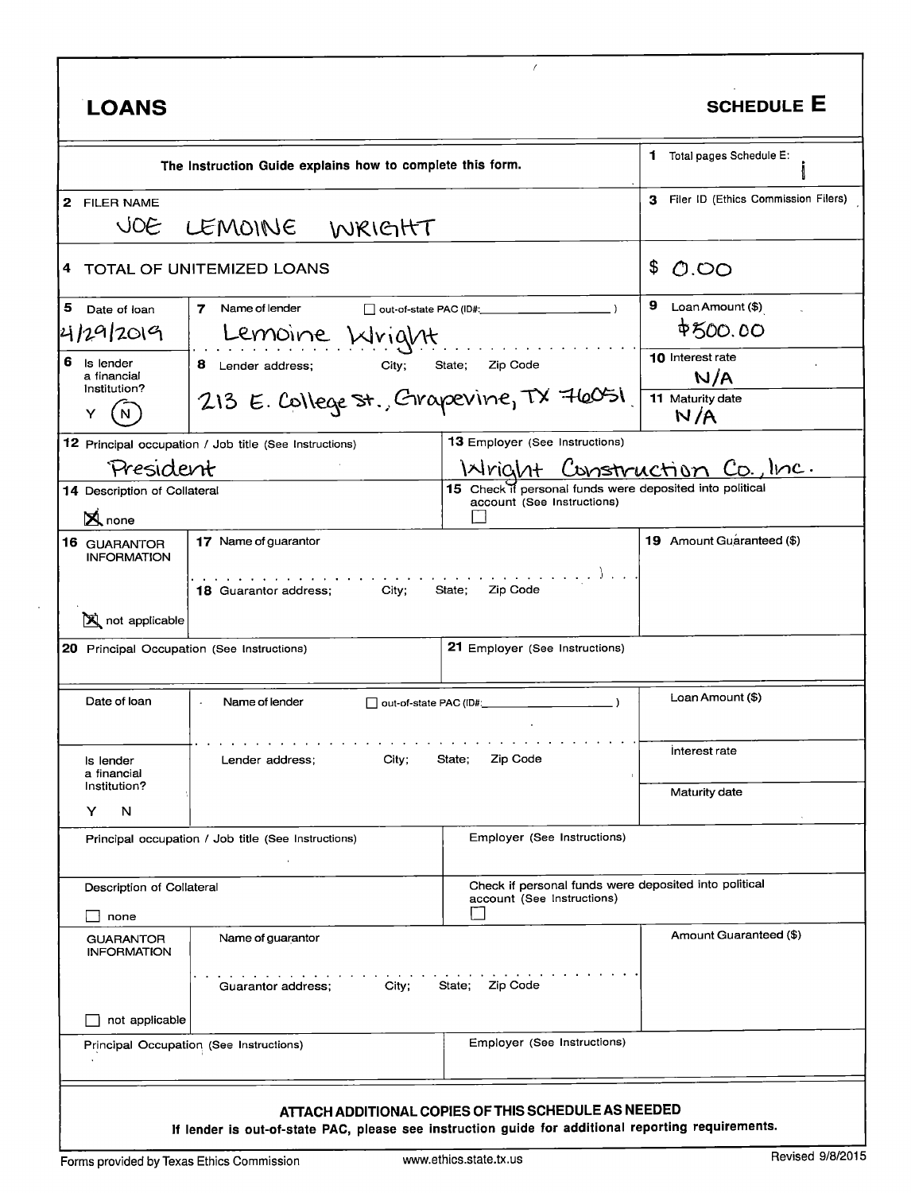# LOANS

## SCHEDULE E

| The Instruction Guide explains how to complete this form. | 1 Total pages Schedule E: 1 |
|---|---|
| 2 FILER NAME<br>JOE LEMOINE WRIGHT | 3 Filer ID (Ethics Commission Filers) |
| 4 TOTAL OF UNITEMIZED LOANS | $ 0.00 |

| 5 Date of loan<br>4/29/2019 | 7 Name of lender ☐ out-of-state PAC (ID#: )<br>Lemoine Wright | | 9 Loan Amount ($)<br>$500.00 |
|---|---|---|---|
| 6 Is lender a financial Institution?<br>Y (N) | 8 Lender address; City; State; Zip Code<br>213 E. College St., Grapevine, TX 76051 | | 10 Interest rate<br>N/A<br>11 Maturity date<br>N/A |
| 12 Principal occupation / Job title (See Instructions)<br>President | | 13 Employer (See Instructions)<br>Wright Construction Co., Inc. | |
| 14 Description of Collateral<br>☒ none | | 15 Check if personal funds were deposited into political account (See Instructions)<br>☐ | |
| 16 GUARANTOR INFORMATION<br>☒ not applicable | 17 Name of guarantor<br><br>18 Guarantor address; City; State; Zip Code | | 19 Amount Guaranteed ($) |
| 20 Principal Occupation (See Instructions) | | 21 Employer (See Instructions) | |

| Date of loan | Name of lender ☐ out-of-state PAC (ID#: ) | | Loan Amount ($) |
|---|---|---|---|
| Is lender a financial Institution?<br>Y N | Lender address; City; State; Zip Code | | Interest rate<br>Maturity date |
| Principal occupation / Job title (See Instructions) | | Employer (See Instructions) | |
| Description of Collateral<br>☐ none | | Check if personal funds were deposited into political account (See Instructions)<br>☐ | |
| GUARANTOR INFORMATION<br>☐ not applicable | Name of guarantor<br><br>Guarantor address; City; State; Zip Code | | Amount Guaranteed ($) |
| Principal Occupation (See Instructions) | | Employer (See Instructions) | |

**ATTACH ADDITIONAL COPIES OF THIS SCHEDULE AS NEEDED**

**If lender is out-of-state PAC, please see instruction guide for additional reporting requirements.**

Forms provided by Texas Ethics Commission www.ethics.state.tx.us Revised 9/8/2015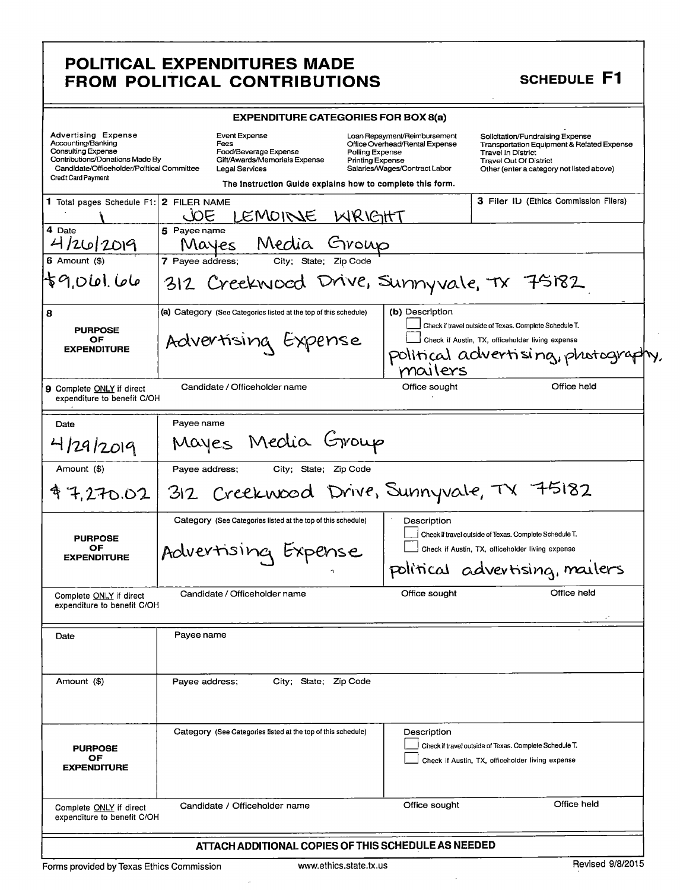# POLITICAL EXPENDITURES MADE FROM POLITICAL CONTRIBUTIONS

**SCHEDULE F1**

### EXPENDITURE CATEGORIES FOR BOX 8(a)

| | | | |
|---|---|---|---|
| Advertising Expense | Event Expense | Loan Repayment/Reimbursement | Solicitation/Fundraising Expense |
| Accounting/Banking | Fees | Office Overhead/Rental Expense | Transportation Equipment & Related Expense |
| Consulting Expense | Food/Beverage Expense | Polling Expense | Travel In District |
| Contributions/Donations Made By Candidate/Officeholder/Political Committee | Gift/Awards/Memorials Expense | Printing Expense | Travel Out Of District |
| Credit Card Payment | Legal Services | Salaries/Wages/Contract Labor | Other (enter a category not listed above) |

The Instruction Guide explains how to complete this form.

1 Total pages Schedule F1: 1

2 FILER NAME: JOE LEMOINE WRIGHT

3 Filer ID (Ethics Commission Filers):

---

4 Date: 4/26/2019

5 Payee name: Mayes Media Group

6 Amount ($): $9,061.66

7 Payee address; City; State; Zip Code: 312 Creekwood Drive, Sunnyvale, TX 75182

8 PURPOSE OF EXPENDITURE

(a) Category (See Categories listed at the top of this schedule): Advertising Expense

(b) Description: political advertising, photography, mailers

☐ Check if travel outside of Texas. Complete Schedule T.

☐ Check if Austin, TX, officeholder living expense

9 Complete ONLY if direct expenditure to benefit C/OH

Candidate / Officeholder name: | Office sought: | Office held:

---

Date: 4/29/2019

Payee name: Mayes Media Group

Amount ($): $7,270.02

Payee address; City; State; Zip Code: 312 Creekwood Drive, Sunnyvale, TX 75182

PURPOSE OF EXPENDITURE

Category (See Categories listed at the top of this schedule): Advertising Expense

Description: political advertising, mailers

☐ Check if travel outside of Texas. Complete Schedule T.

☐ Check if Austin, TX, officeholder living expense

Complete ONLY if direct expenditure to benefit C/OH

Candidate / Officeholder name: | Office sought: | Office held:

---

Date:

Payee name:

Amount ($):

Payee address; City; State; Zip Code:

PURPOSE OF EXPENDITURE

Category (See Categories listed at the top of this schedule):

Description:

☐ Check if travel outside of Texas. Complete Schedule T.

☐ Check if Austin, TX, officeholder living expense

Complete ONLY if direct expenditure to benefit C/OH

Candidate / Officeholder name: | Office sought: | Office held:

---

**ATTACH ADDITIONAL COPIES OF THIS SCHEDULE AS NEEDED**

Forms provided by Texas Ethics Commission | www.ethics.state.tx.us | Revised 9/8/2015